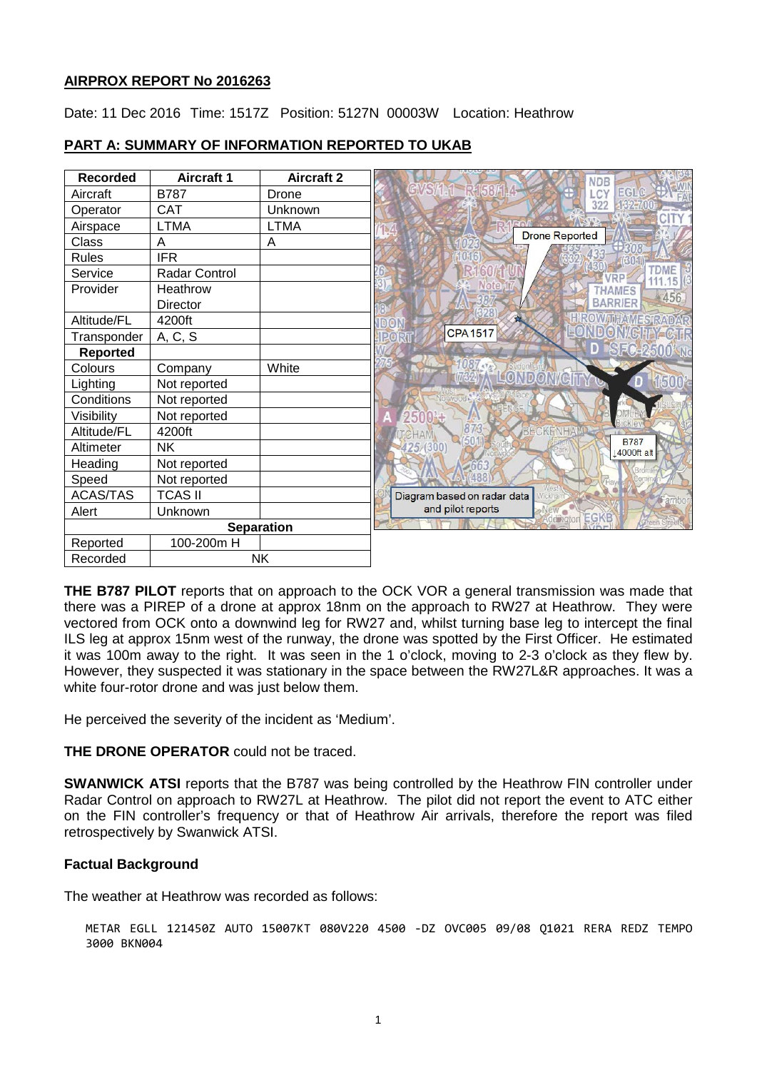## AIRPROX REPORT No 2016263

Date: 11 Dec 2016 Time: 1517Z Position: 5127N 00003W Location: Heathrow

## PART A: SUMMARY OF INFORMATION REPORTED TO UKAB

| Recorded | Aircraft 1 | Aircraft 2 |
|---|---|---|
| Aircraft | B787 | Drone |
| Operator | CAT | Unknown |
| Airspace | LTMA | LTMA |
| Class | A | A |
| Rules | IFR | |
| Service | Radar Control | |
| Provider | Heathrow Director | |
| Altitude/FL | 4200ft | |
| Transponder | A, C, S | |
| **Reported** | | |
| Colours | Company | White |
| Lighting | Not reported | |
| Conditions | Not reported | |
| Visibility | Not reported | |
| Altitude/FL | 4200ft | |
| Altimeter | NK | |
| Heading | Not reported | |
| Speed | Not reported | |
| ACAS/TAS | TCAS II | |
| Alert | Unknown | |
| **Separation** | | |
| Reported | 100-200m H | |
| Recorded | NK | |

Diagram based on radar data and pilot reports

**THE B787 PILOT** reports that on approach to the OCK VOR a general transmission was made that there was a PIREP of a drone at approx 18nm on the approach to RW27 at Heathrow. They were vectored from OCK onto a downwind leg for RW27 and, whilst turning base leg to intercept the final ILS leg at approx 15nm west of the runway, the drone was spotted by the First Officer. He estimated it was 100m away to the right. It was seen in the 1 o'clock, moving to 2-3 o'clock as they flew by. However, they suspected it was stationary in the space between the RW27L&R approaches. It was a white four-rotor drone and was just below them.

He perceived the severity of the incident as 'Medium'.

**THE DRONE OPERATOR** could not be traced.

**SWANWICK ATSI** reports that the B787 was being controlled by the Heathrow FIN controller under Radar Control on approach to RW27L at Heathrow. The pilot did not report the event to ATC either on the FIN controller's frequency or that of Heathrow Air arrivals, therefore the report was filed retrospectively by Swanwick ATSI.

### Factual Background

The weather at Heathrow was recorded as follows:

```
METAR EGLL 121450Z AUTO 15007KT 080V220 4500 -DZ OVC005 09/08 Q1021 RERA REDZ TEMPO
3000 BKN004
```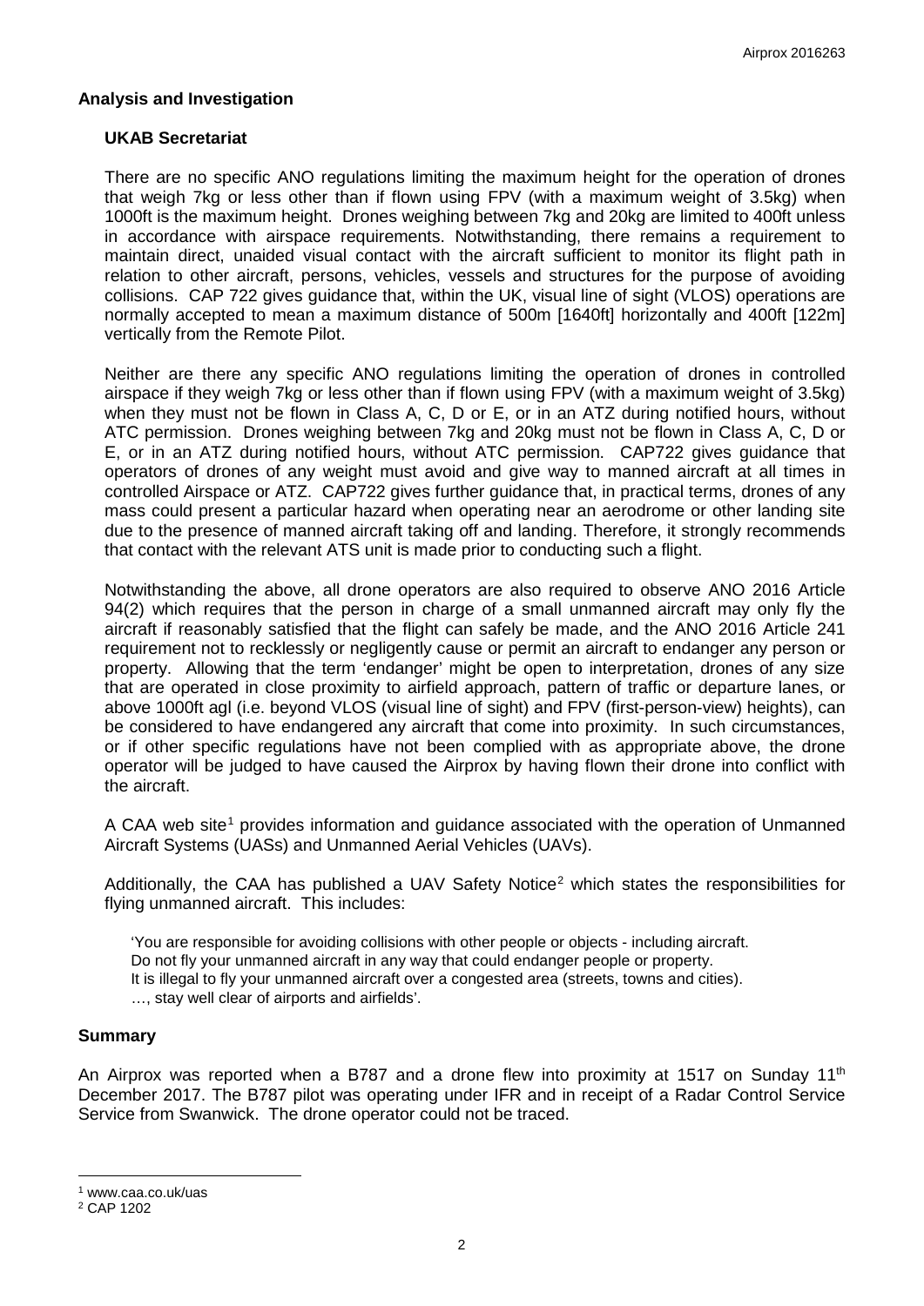## Analysis and Investigation

### UKAB Secretariat

There are no specific ANO regulations limiting the maximum height for the operation of drones that weigh 7kg or less other than if flown using FPV (with a maximum weight of 3.5kg) when 1000ft is the maximum height. Drones weighing between 7kg and 20kg are limited to 400ft unless in accordance with airspace requirements. Notwithstanding, there remains a requirement to maintain direct, unaided visual contact with the aircraft sufficient to monitor its flight path in relation to other aircraft, persons, vehicles, vessels and structures for the purpose of avoiding collisions. CAP 722 gives guidance that, within the UK, visual line of sight (VLOS) operations are normally accepted to mean a maximum distance of 500m [1640ft] horizontally and 400ft [122m] vertically from the Remote Pilot.

Neither are there any specific ANO regulations limiting the operation of drones in controlled airspace if they weigh 7kg or less other than if flown using FPV (with a maximum weight of 3.5kg) when they must not be flown in Class A, C, D or E, or in an ATZ during notified hours, without ATC permission. Drones weighing between 7kg and 20kg must not be flown in Class A, C, D or E, or in an ATZ during notified hours, without ATC permission. CAP722 gives guidance that operators of drones of any weight must avoid and give way to manned aircraft at all times in controlled Airspace or ATZ. CAP722 gives further guidance that, in practical terms, drones of any mass could present a particular hazard when operating near an aerodrome or other landing site due to the presence of manned aircraft taking off and landing. Therefore, it strongly recommends that contact with the relevant ATS unit is made prior to conducting such a flight.

Notwithstanding the above, all drone operators are also required to observe ANO 2016 Article 94(2) which requires that the person in charge of a small unmanned aircraft may only fly the aircraft if reasonably satisfied that the flight can safely be made, and the ANO 2016 Article 241 requirement not to recklessly or negligently cause or permit an aircraft to endanger any person or property. Allowing that the term 'endanger' might be open to interpretation, drones of any size that are operated in close proximity to airfield approach, pattern of traffic or departure lanes, or above 1000ft agl (i.e. beyond VLOS (visual line of sight) and FPV (first-person-view) heights), can be considered to have endangered any aircraft that come into proximity. In such circumstances, or if other specific regulations have not been complied with as appropriate above, the drone operator will be judged to have caused the Airprox by having flown their drone into conflict with the aircraft.

A CAA web site[1] provides information and guidance associated with the operation of Unmanned Aircraft Systems (UASs) and Unmanned Aerial Vehicles (UAVs).

Additionally, the CAA has published a UAV Safety Notice[2] which states the responsibilities for flying unmanned aircraft. This includes:

> 'You are responsible for avoiding collisions with other people or objects - including aircraft.
> Do not fly your unmanned aircraft in any way that could endanger people or property.
> It is illegal to fly your unmanned aircraft over a congested area (streets, towns and cities).
> …, stay well clear of airports and airfields'.

## Summary

An Airprox was reported when a B787 and a drone flew into proximity at 1517 on Sunday 11th December 2017. The B787 pilot was operating under IFR and in receipt of a Radar Control Service Service from Swanwick. The drone operator could not be traced.

---

[1] www.caa.co.uk/uas

[2] CAP 1202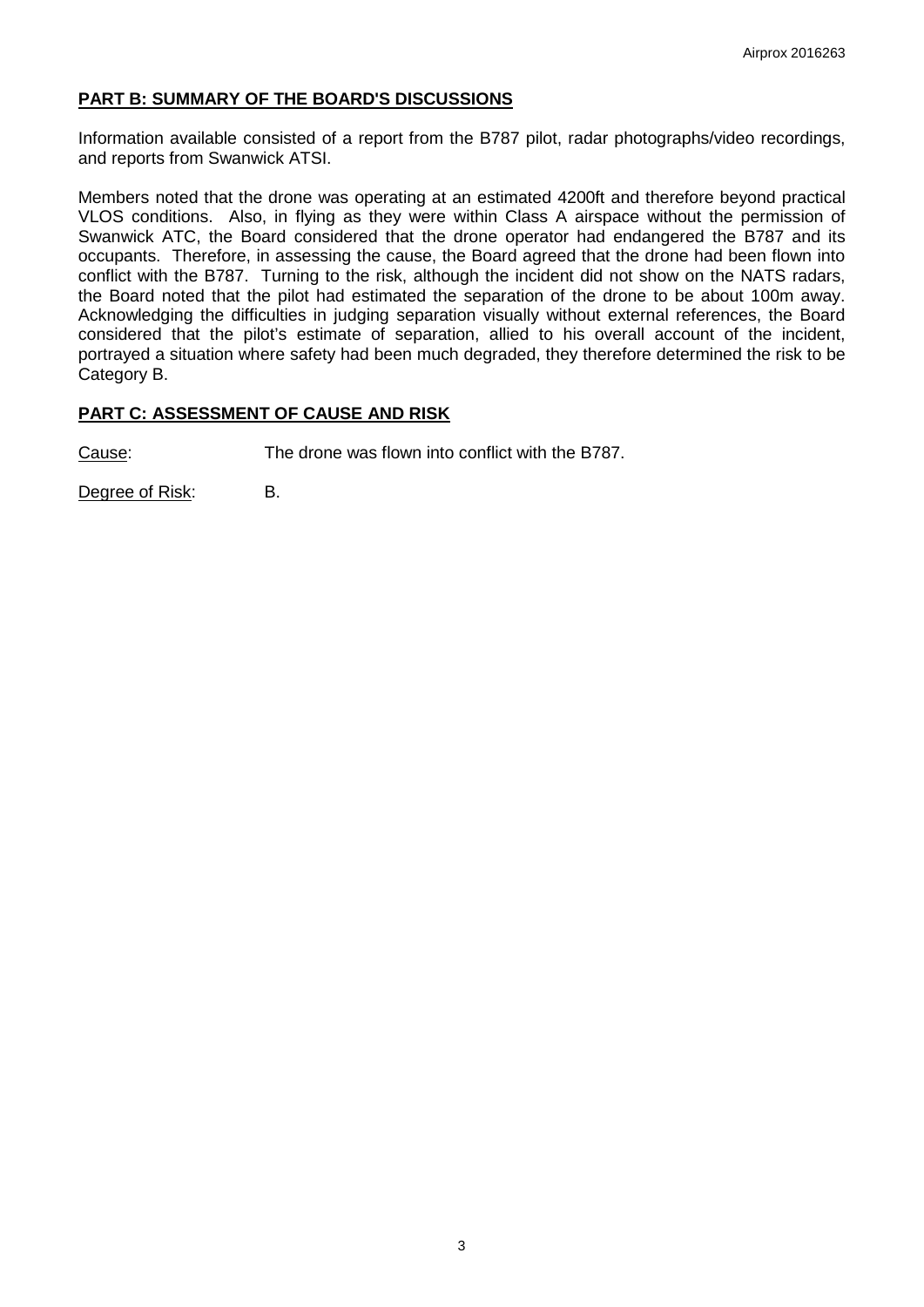## PART B: SUMMARY OF THE BOARD'S DISCUSSIONS

Information available consisted of a report from the B787 pilot, radar photographs/video recordings, and reports from Swanwick ATSI.

Members noted that the drone was operating at an estimated 4200ft and therefore beyond practical VLOS conditions. Also, in flying as they were within Class A airspace without the permission of Swanwick ATC, the Board considered that the drone operator had endangered the B787 and its occupants. Therefore, in assessing the cause, the Board agreed that the drone had been flown into conflict with the B787. Turning to the risk, although the incident did not show on the NATS radars, the Board noted that the pilot had estimated the separation of the drone to be about 100m away. Acknowledging the difficulties in judging separation visually without external references, the Board considered that the pilot's estimate of separation, allied to his overall account of the incident, portrayed a situation where safety had been much degraded, they therefore determined the risk to be Category B.

## PART C: ASSESSMENT OF CAUSE AND RISK

Cause: The drone was flown into conflict with the B787.

Degree of Risk: B.